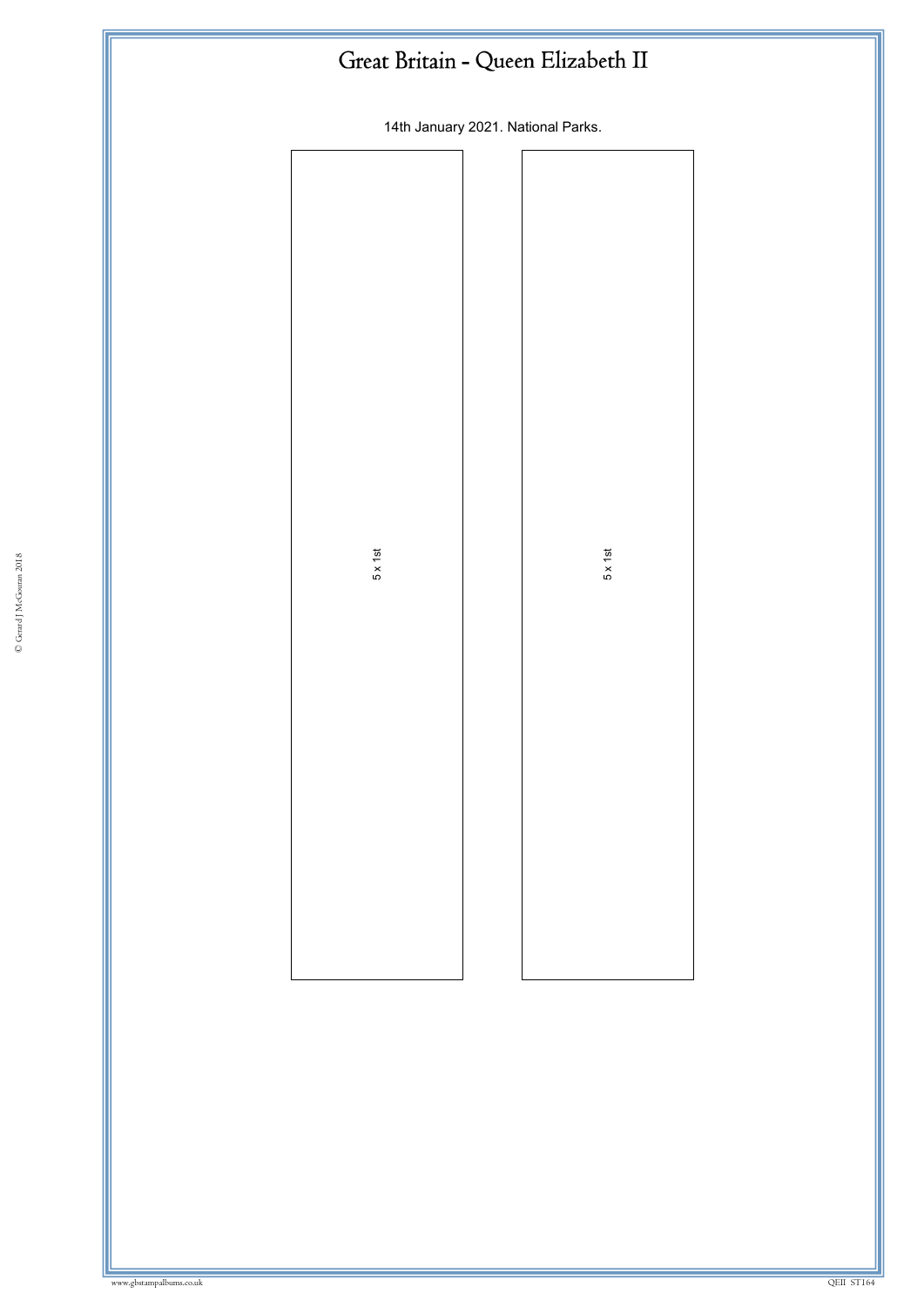# Great Britain - Queen Elizabeth II

14th January 2021. National Parks.

5 x 1st

5 x 1st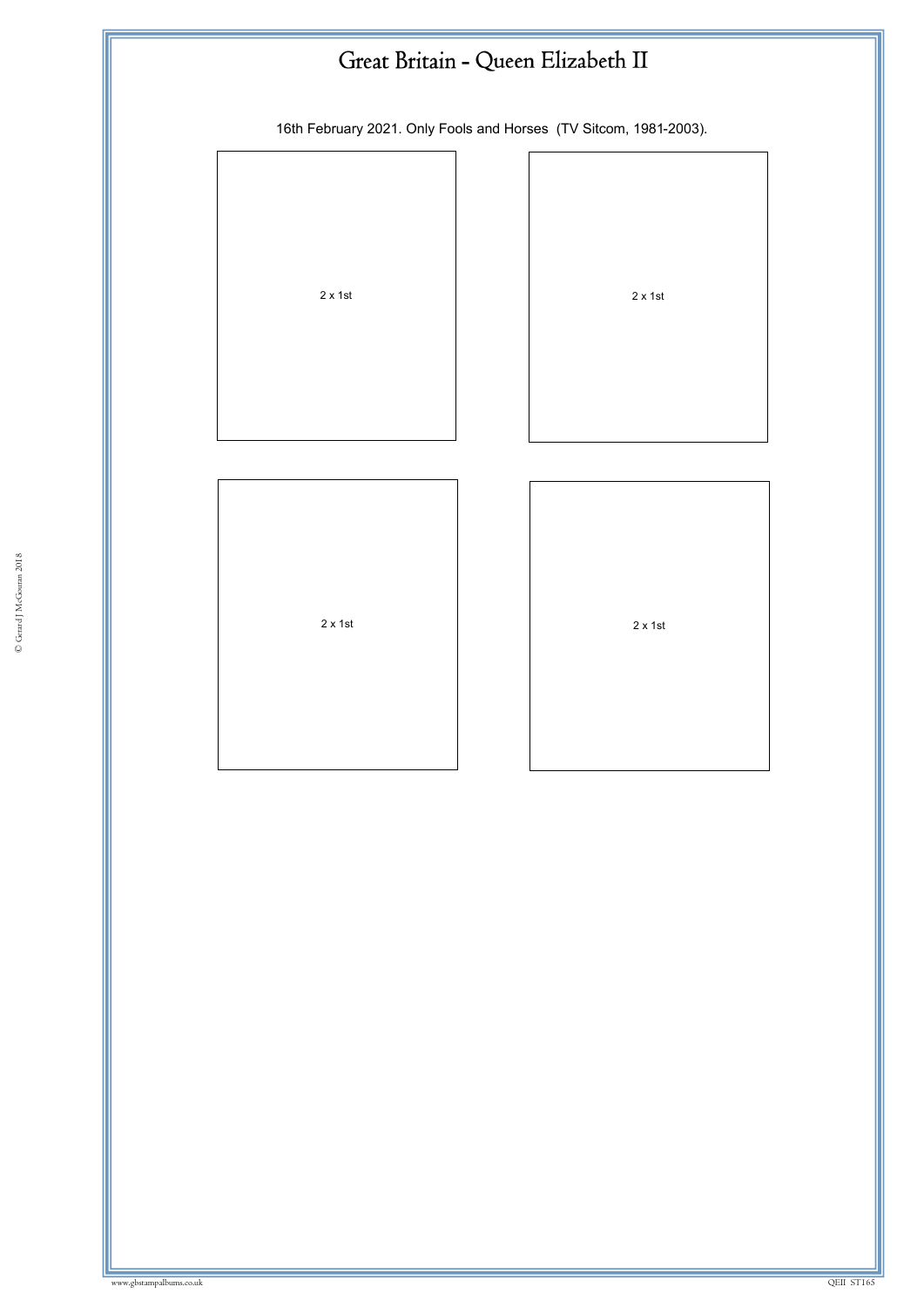# Great Britain - Queen Elizabeth II

16th February 2021. Only Fools and Horses (TV Sitcom, 1981-2003).

2 x 1st

2 x 1st

2 x 1st

2 x 1st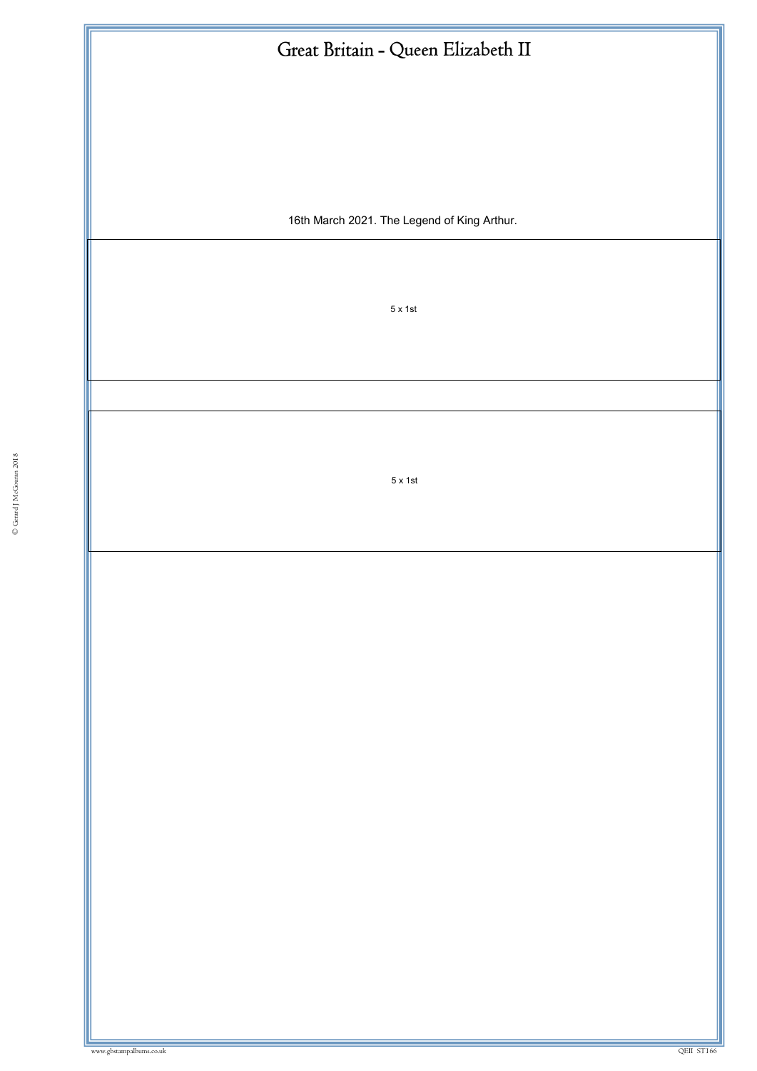# Great Britain - Queen Elizabeth II

16th March 2021. The Legend of King Arthur.

5 x 1st

5 x 1st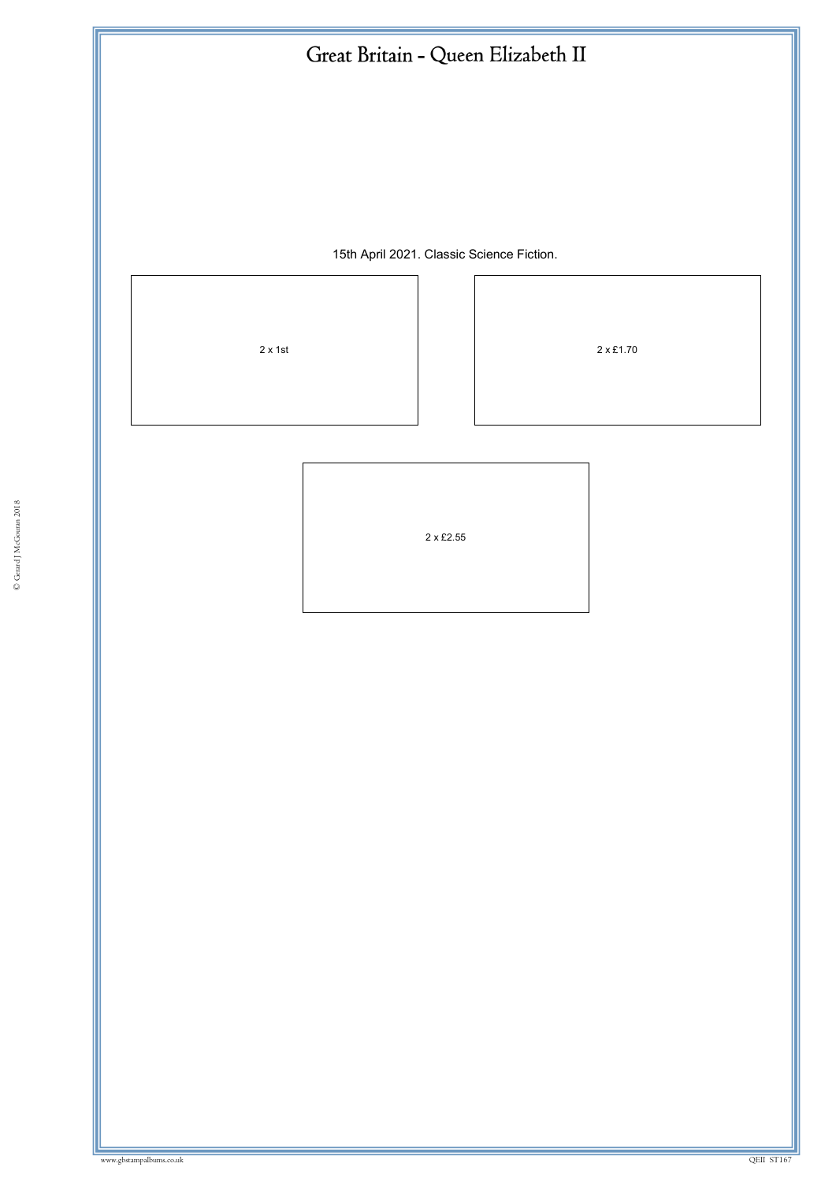# Great Britain - Queen Elizabeth II

15th April 2021. Classic Science Fiction.

2 x 1st

2 x £1.70

2 x £2.55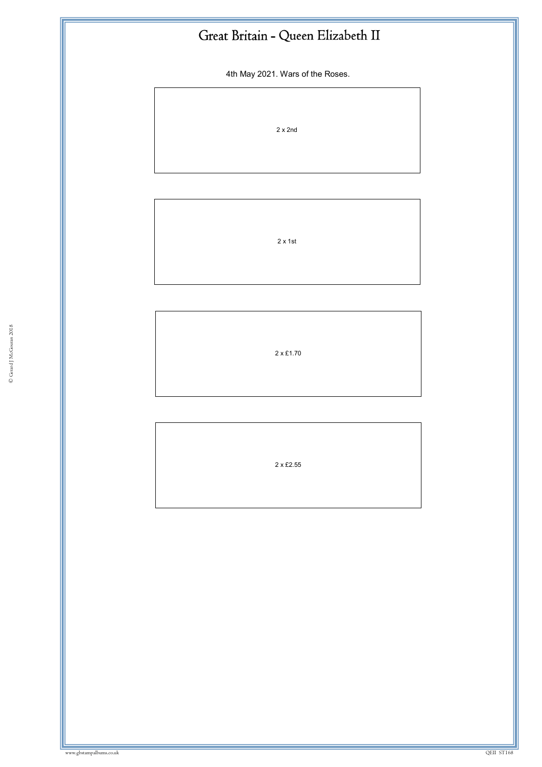# Great Britain - Queen Elizabeth II

4th May 2021. Wars of the Roses.

2 x 2nd

2 x 1st

2 x £1.70

2 x £2.55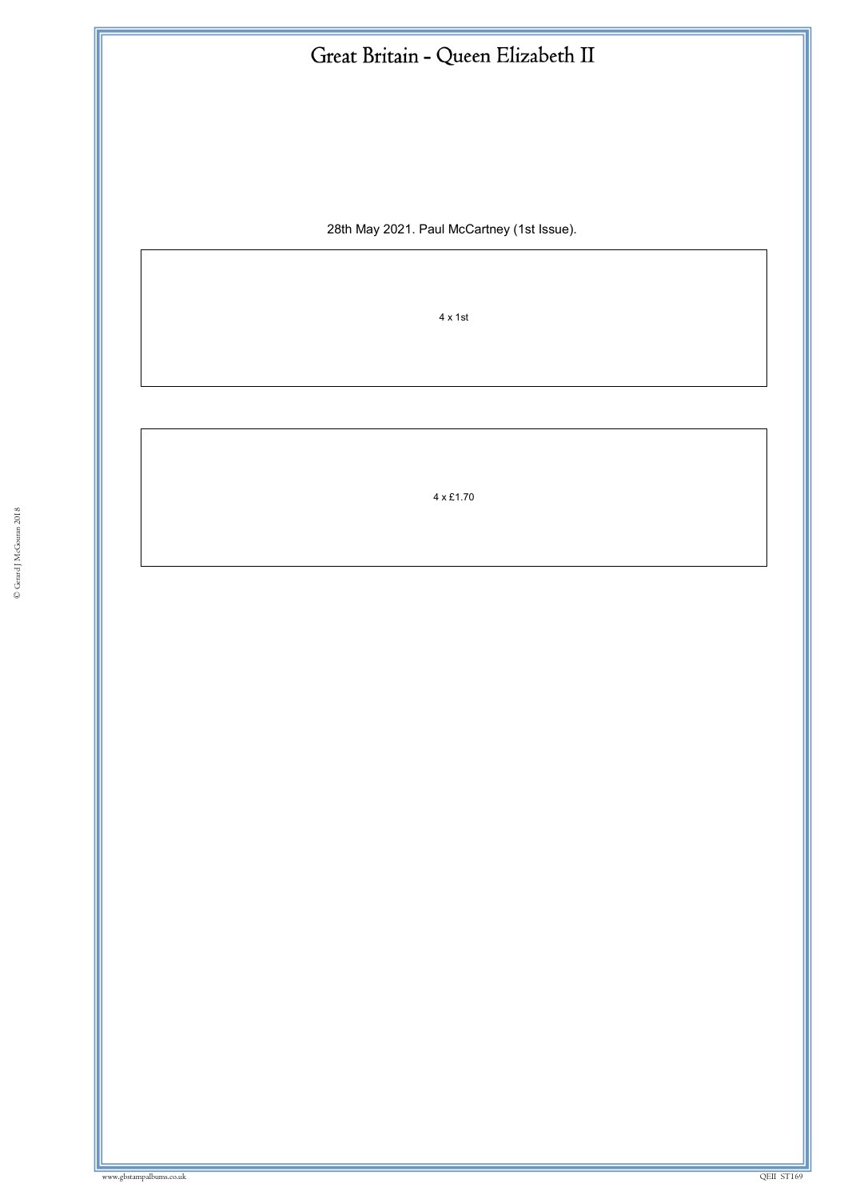# Great Britain - Queen Elizabeth II

28th May 2021. Paul McCartney (1st Issue).

4 x 1st

4 x £1.70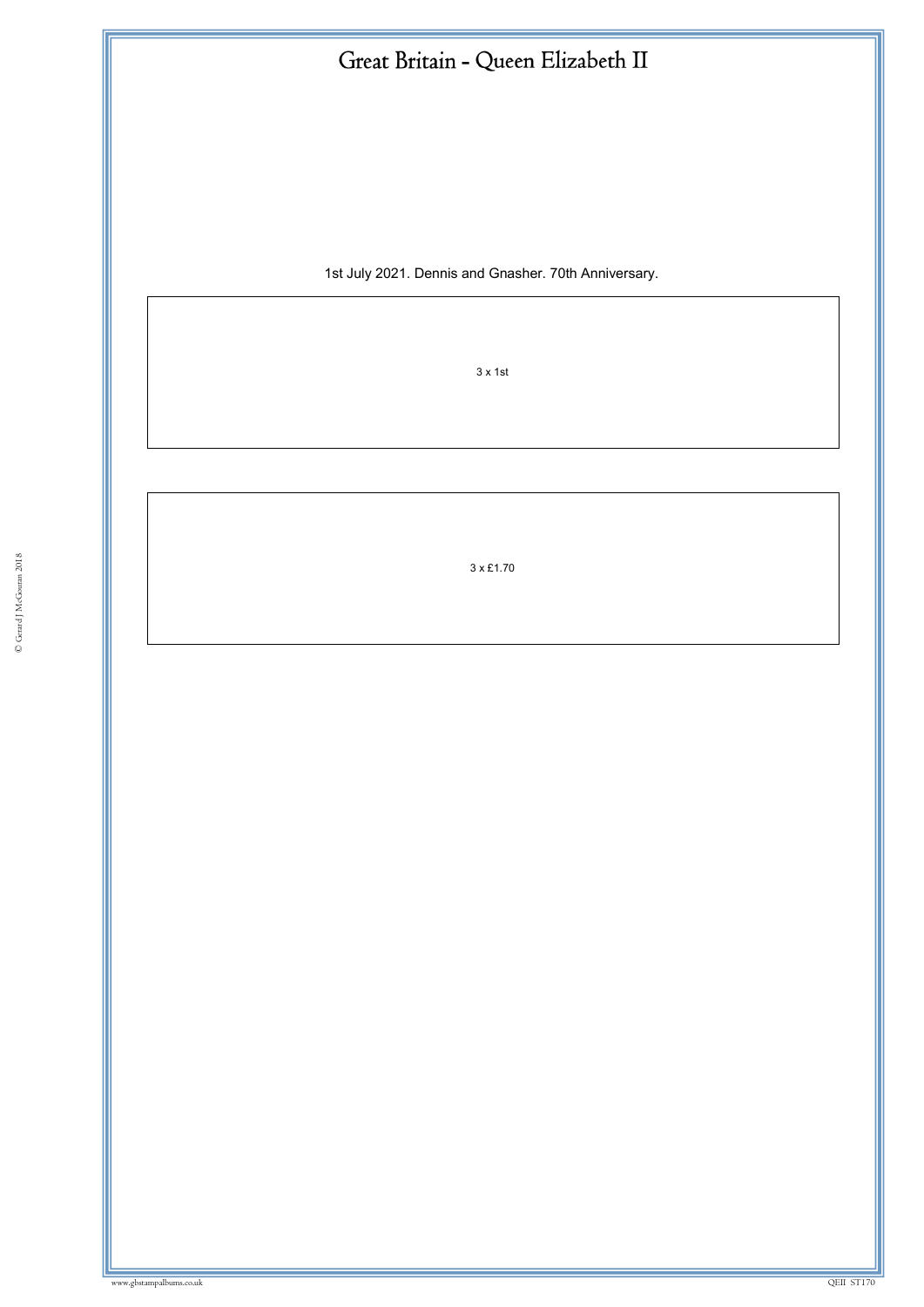# Great Britain - Queen Elizabeth II

1st July 2021. Dennis and Gnasher. 70th Anniversary.

3 x 1st

3 x £1.70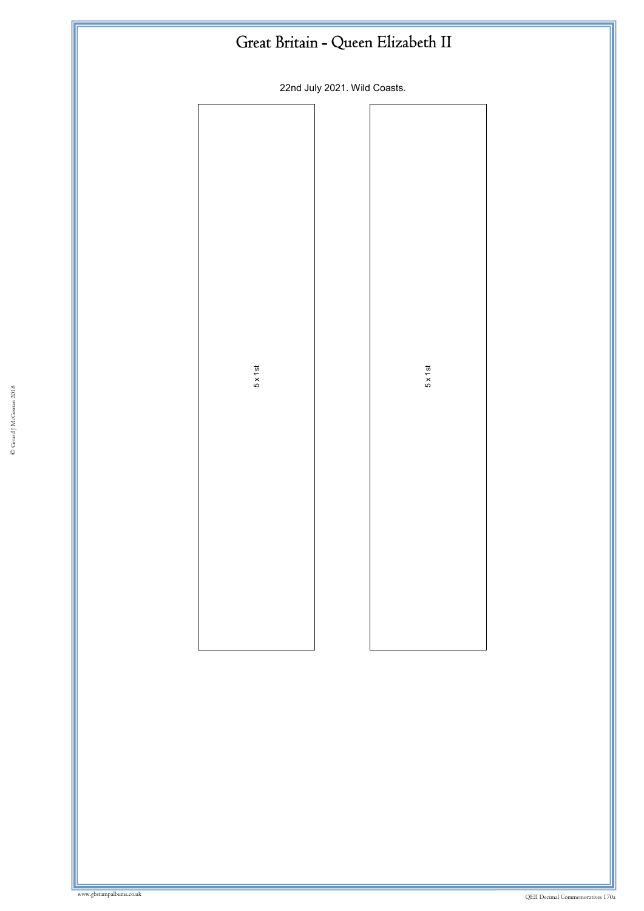# Great Britain - Queen Elizabeth II

22nd July 2021. Wild Coasts.

5 x 1st

5 x 1st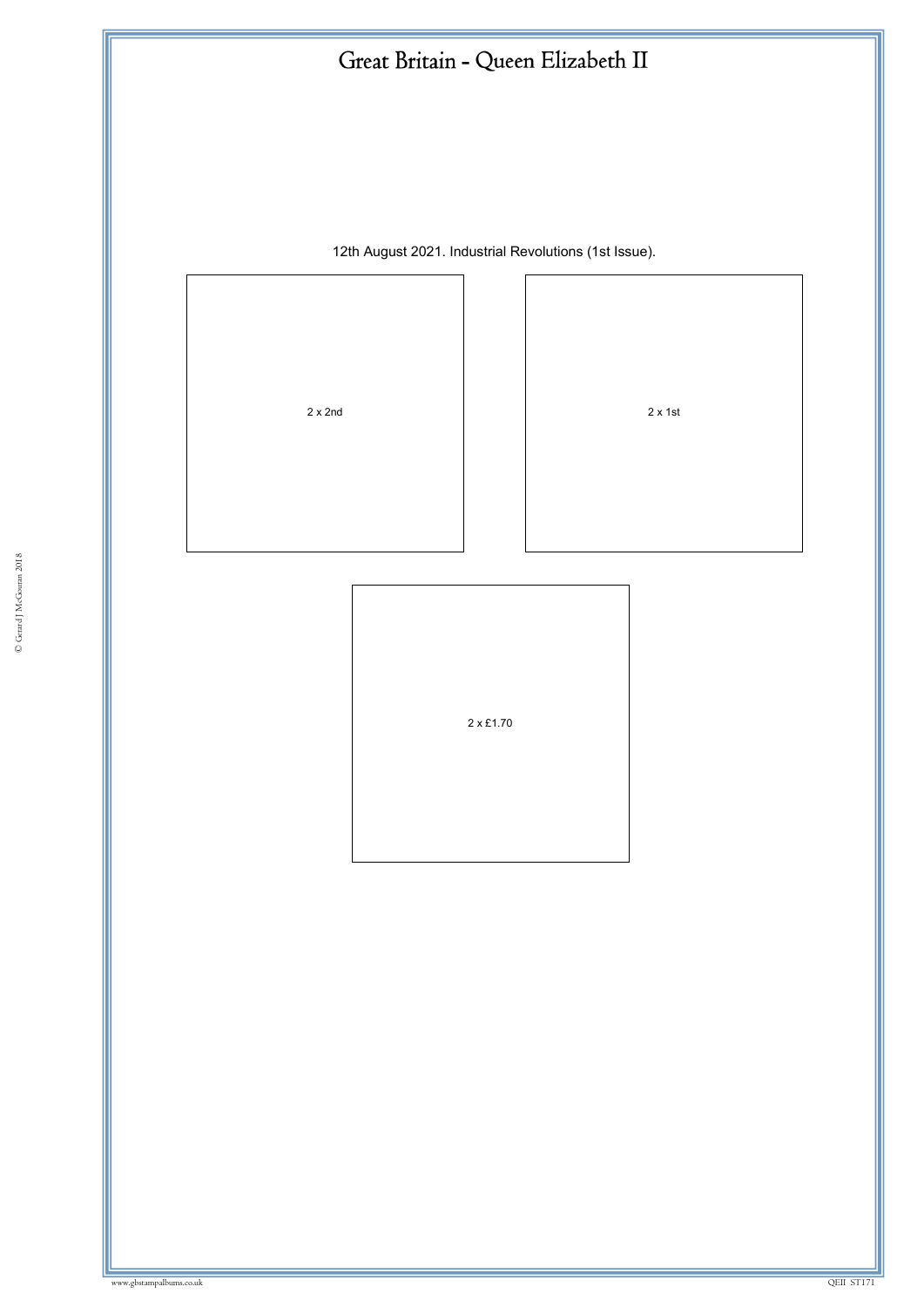# Great Britain - Queen Elizabeth II

12th August 2021. Industrial Revolutions (1st Issue).

2 x 2nd

2 x 1st

2 x £1.70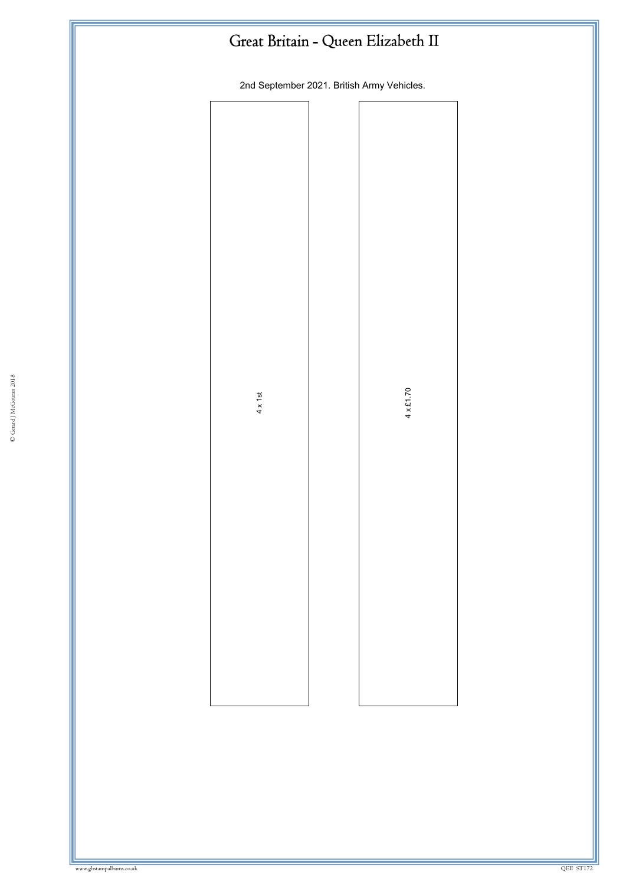# Great Britain - Queen Elizabeth II

2nd September 2021. British Army Vehicles.

4 x 1st

4 x £1.70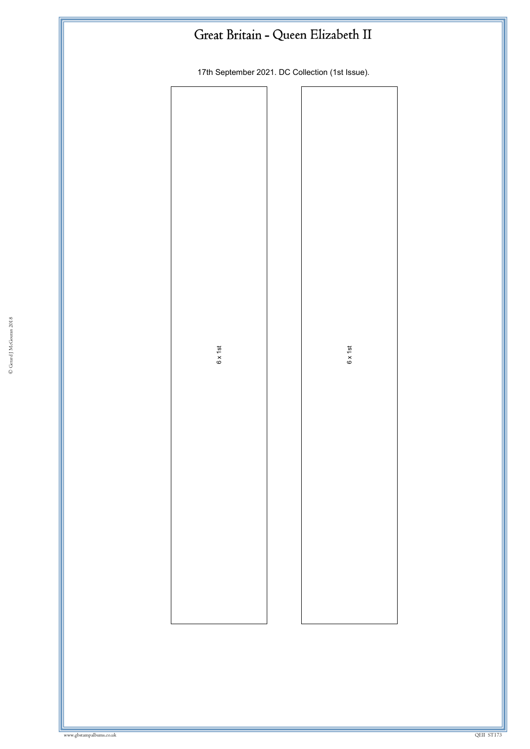# Great Britain - Queen Elizabeth II

17th September 2021. DC Collection (1st Issue).

6 x 1st

6 x 1st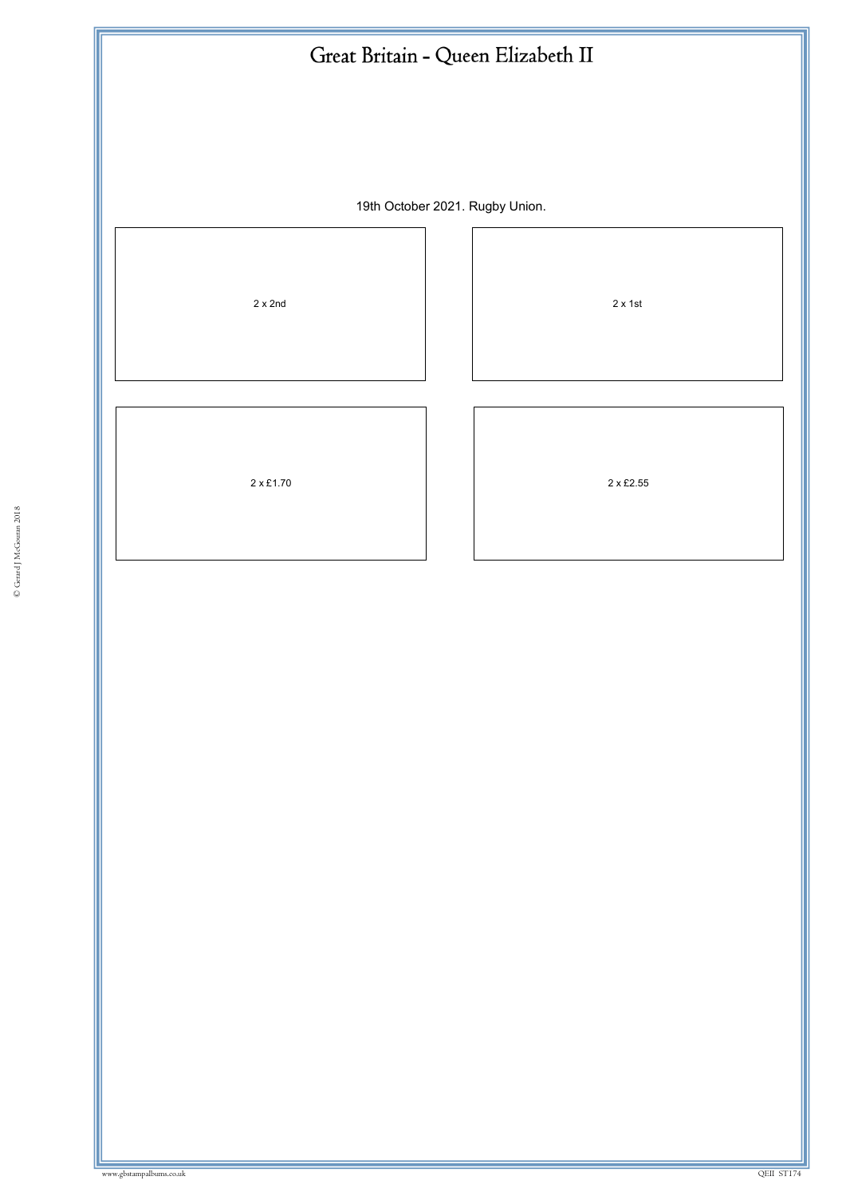# Great Britain - Queen Elizabeth II

19th October 2021. Rugby Union.

2 x 2nd

2 x 1st

2 x £1.70

2 x £2.55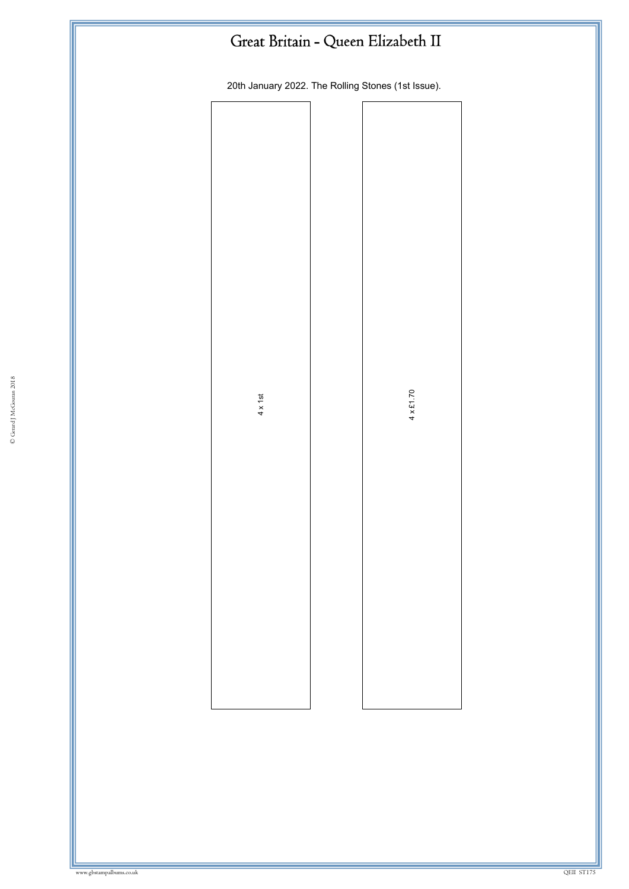# Great Britain - Queen Elizabeth II

20th January 2022. The Rolling Stones (1st Issue).

4 x 1st

4 x £1.70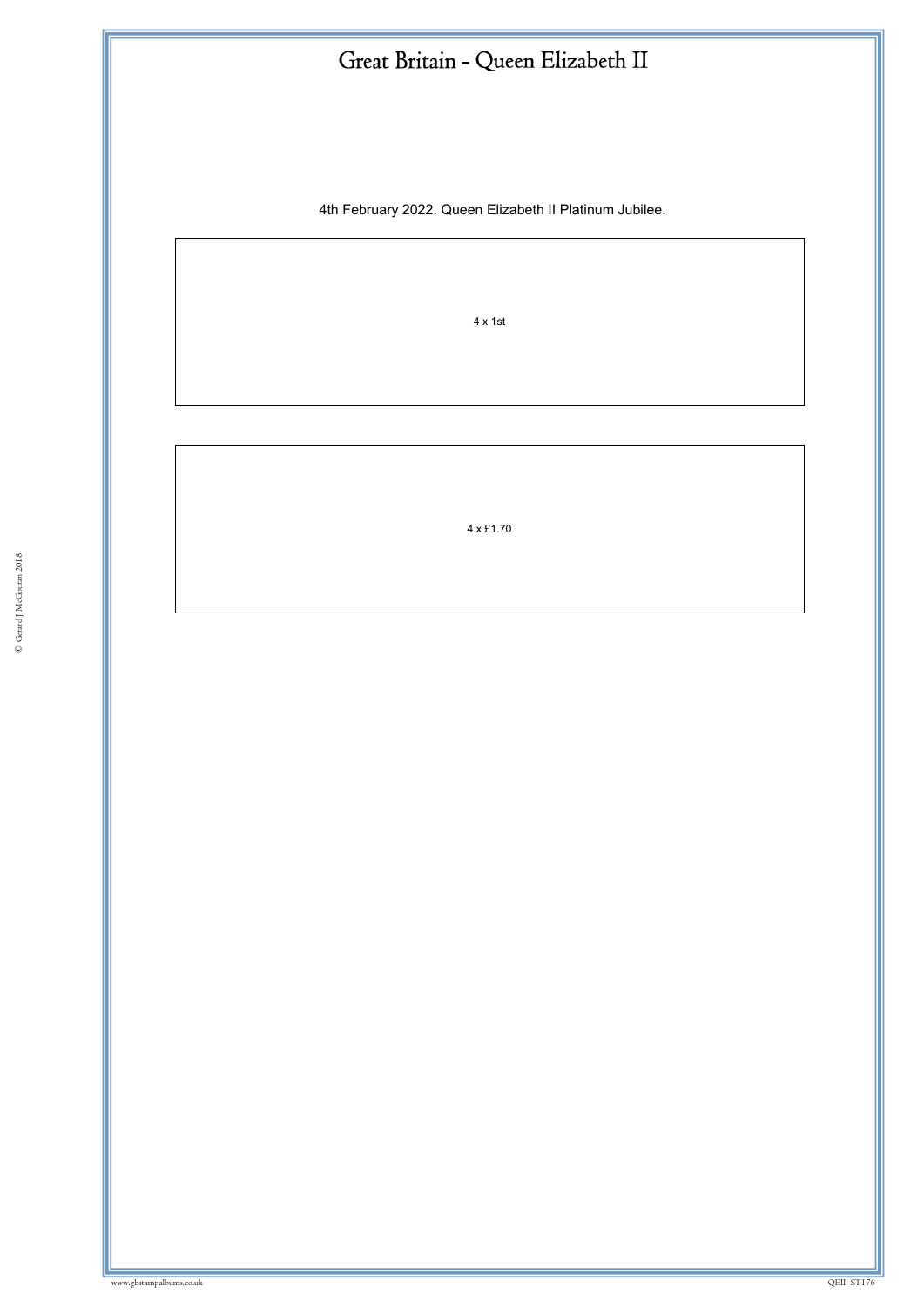# Great Britain - Queen Elizabeth II

4th February 2022. Queen Elizabeth II Platinum Jubilee.

4 x 1st

4 x £1.70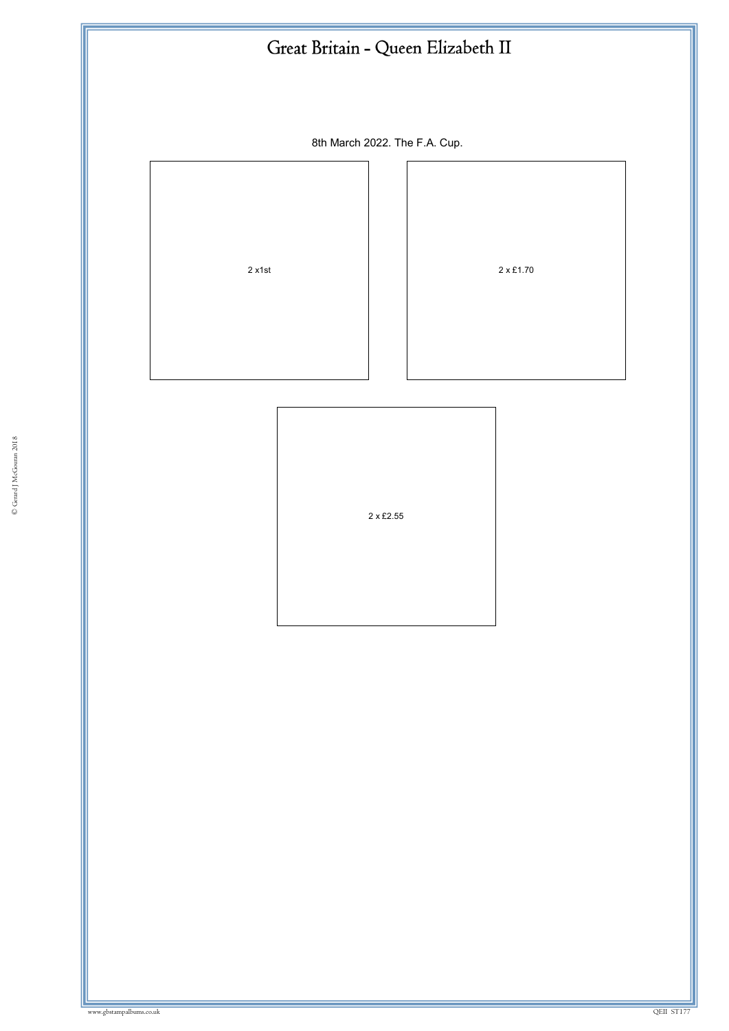# Great Britain - Queen Elizabeth II

8th March 2022. The F.A. Cup.

2 x1st

2 x £1.70

2 x £2.55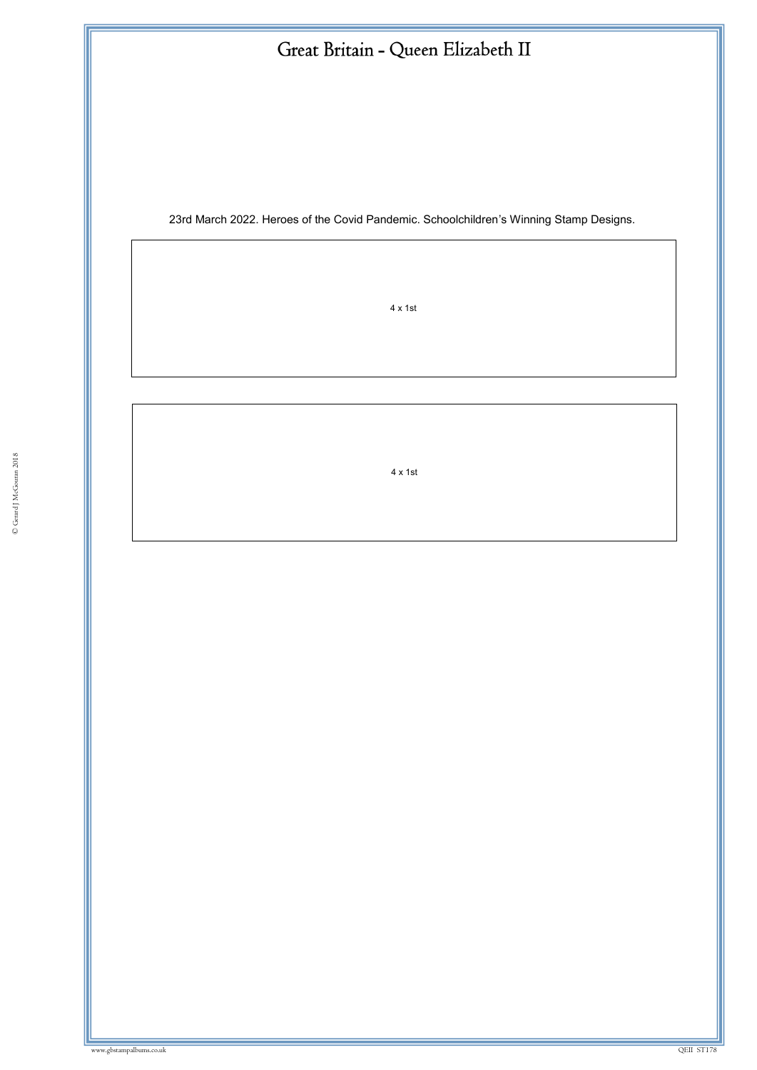# Great Britain - Queen Elizabeth II

23rd March 2022. Heroes of the Covid Pandemic. Schoolchildren's Winning Stamp Designs.

4 x 1st

4 x 1st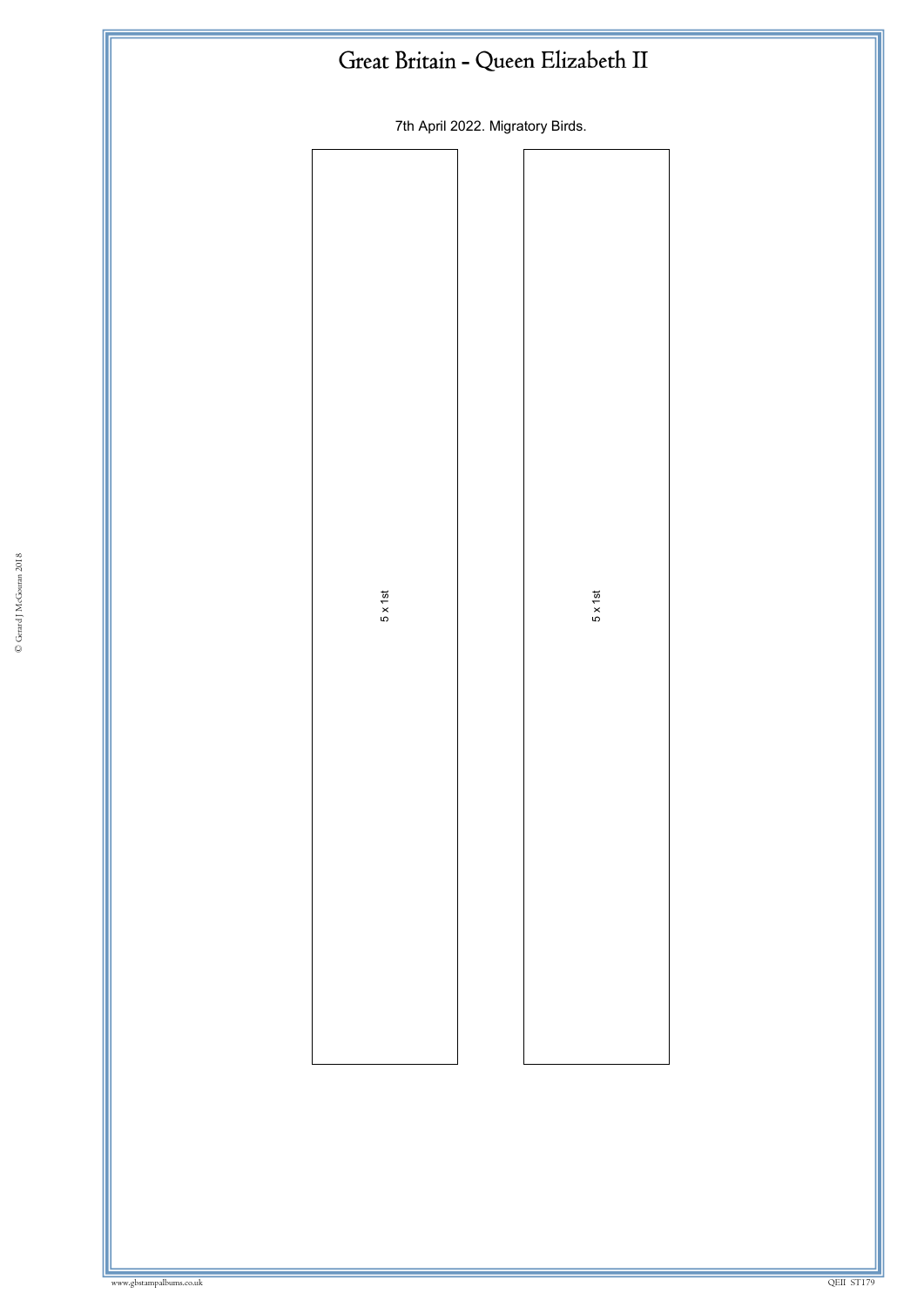# Great Britain - Queen Elizabeth II

7th April 2022. Migratory Birds.

5 x 1st

5 x 1st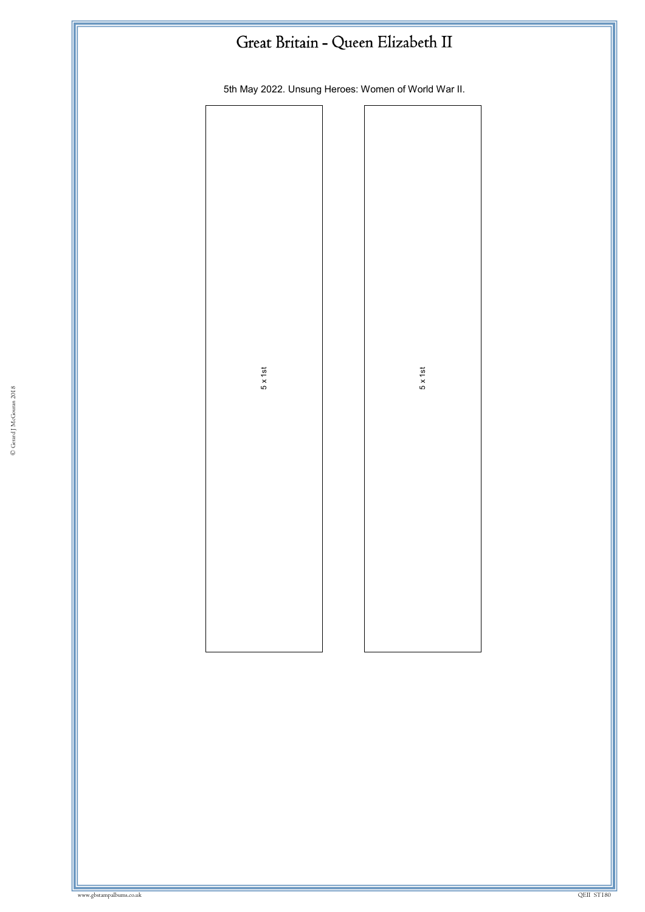# Great Britain - Queen Elizabeth II

5th May 2022. Unsung Heroes: Women of World War II.

5 x 1st

5 x 1st